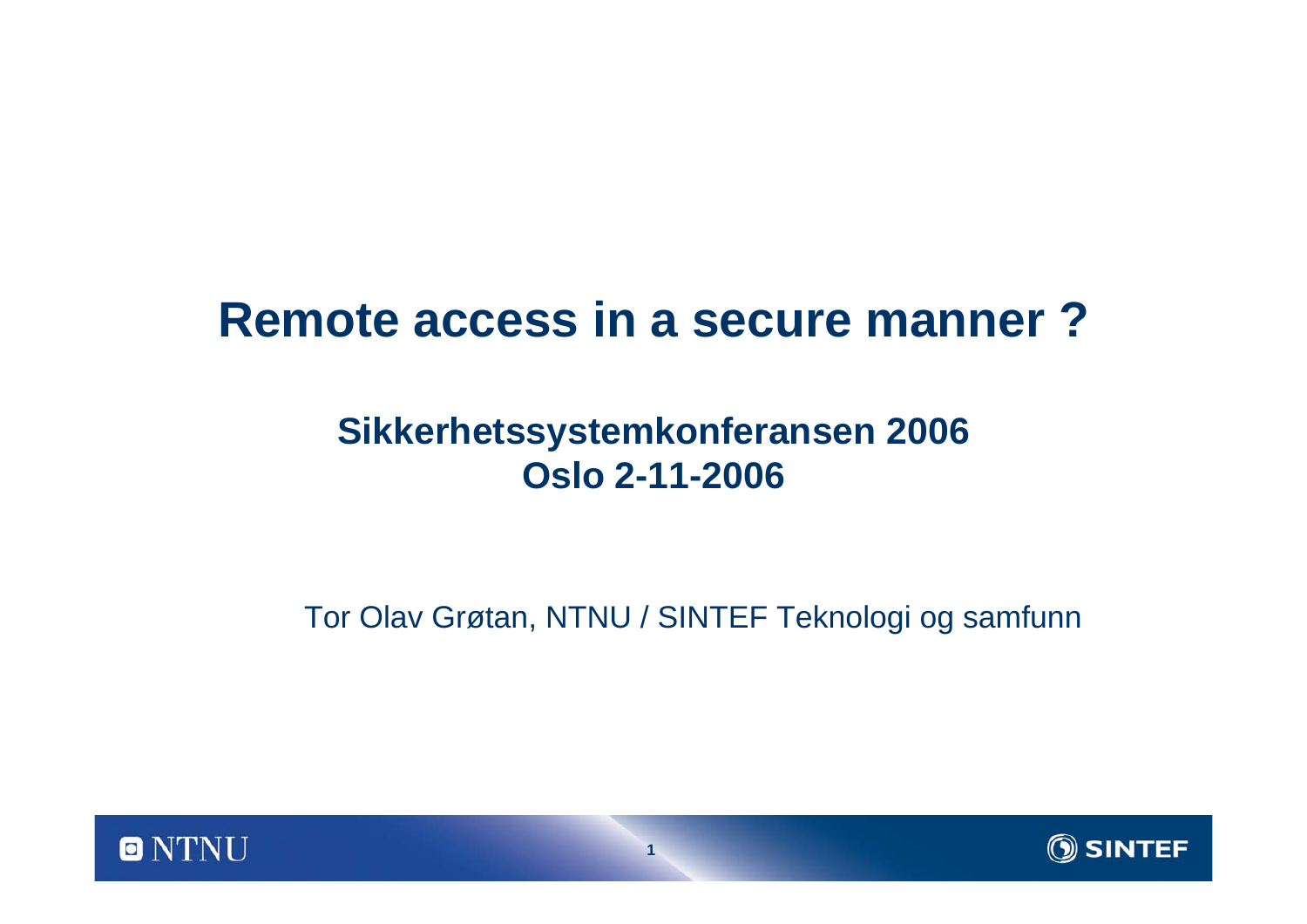# Remote access in a secure manner ?

## Sikkerhetssystemkonferansen 2006
## Oslo 2-11-2006

Tor Olav Grøtan, NTNU / SINTEF Teknologi og samfunn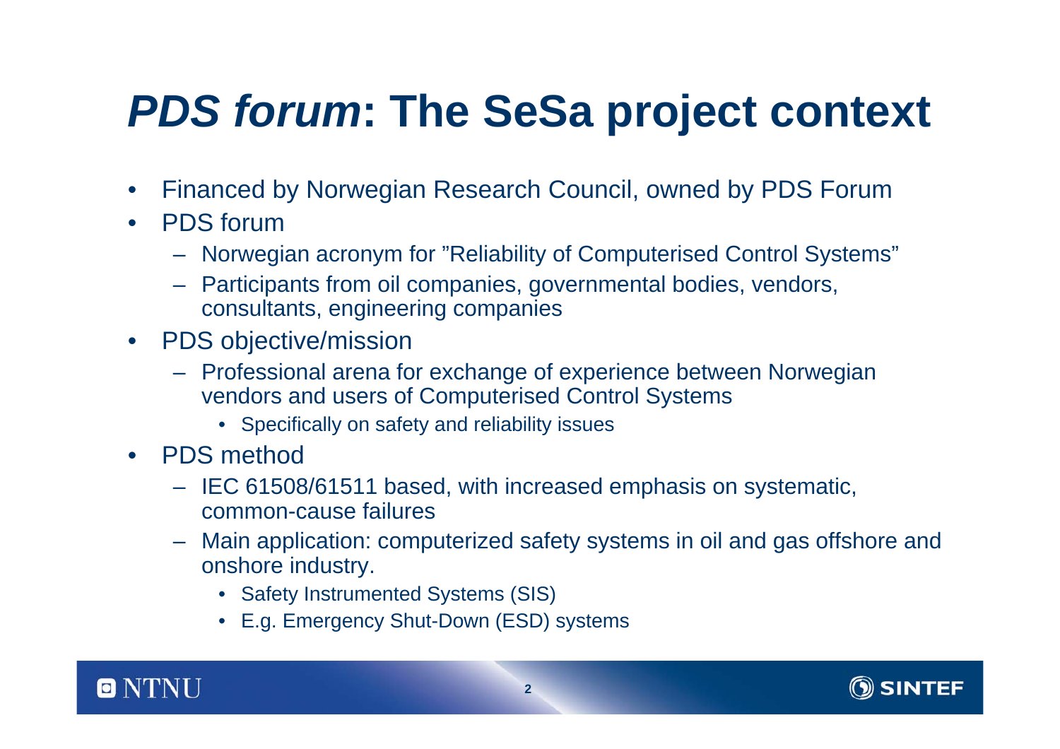# *PDS forum*: The SeSa project context

- Financed by Norwegian Research Council, owned by PDS Forum
- PDS forum
  - Norwegian acronym for ”Reliability of Computerised Control Systems”
  - Participants from oil companies, governmental bodies, vendors, consultants, engineering companies
- PDS objective/mission
  - Professional arena for exchange of experience between Norwegian vendors and users of Computerised Control Systems
    - Specifically on safety and reliability issues
- PDS method
  - IEC 61508/61511 based, with increased emphasis on systematic, common-cause failures
  - Main application: computerized safety systems in oil and gas offshore and onshore industry.
    - Safety Instrumented Systems (SIS)
    - E.g. Emergency Shut-Down (ESD) systems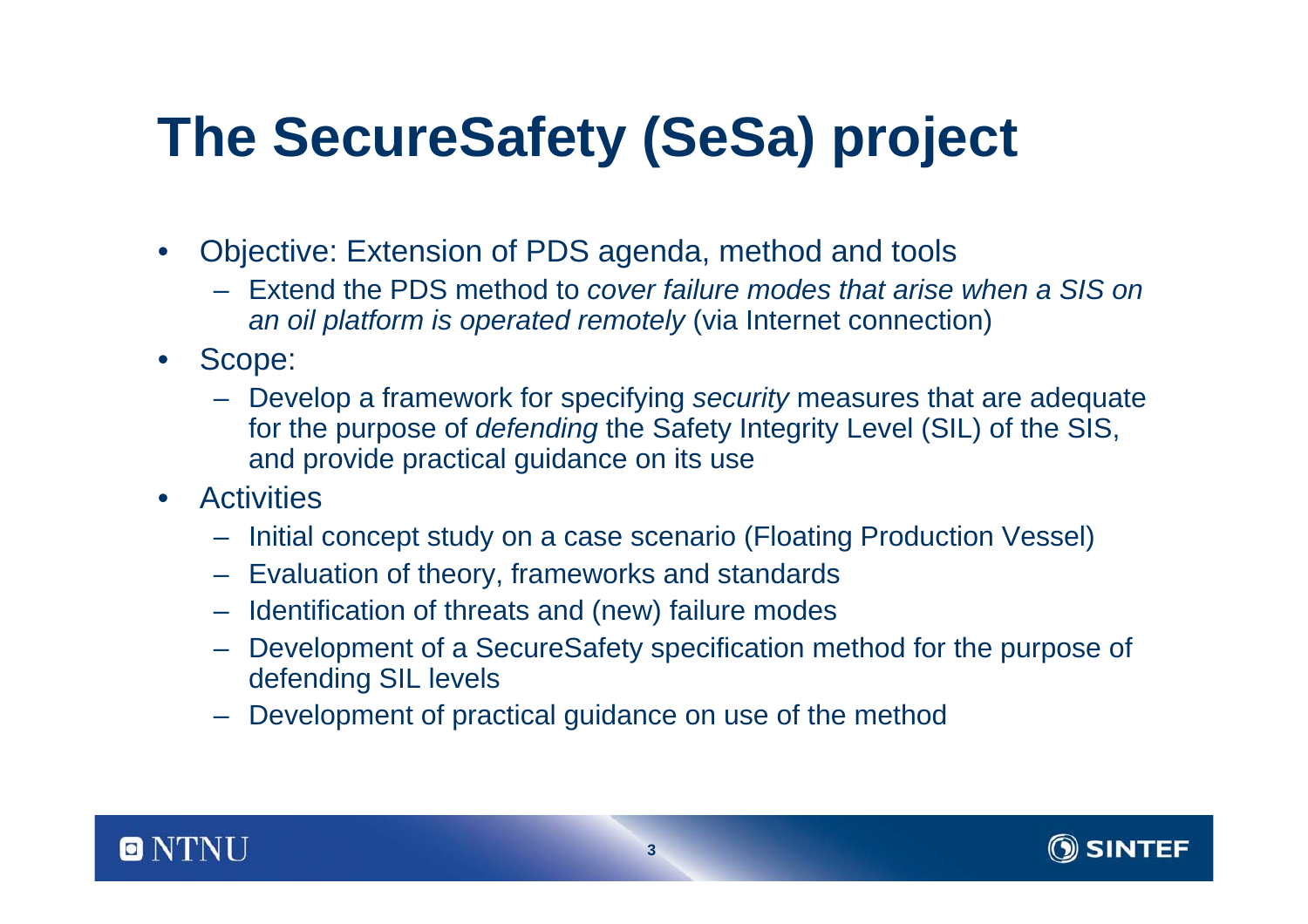# The SecureSafety (SeSa) project

- Objective: Extension of PDS agenda, method and tools
  - Extend the PDS method to *cover failure modes that arise when a SIS on an oil platform is operated remotely* (via Internet connection)
- Scope:
  - Develop a framework for specifying *security* measures that are adequate for the purpose of *defending* the Safety Integrity Level (SIL) of the SIS, and provide practical guidance on its use
- Activities
  - Initial concept study on a case scenario (Floating Production Vessel)
  - Evaluation of theory, frameworks and standards
  - Identification of threats and (new) failure modes
  - Development of a SecureSafety specification method for the purpose of defending SIL levels
  - Development of practical guidance on use of the method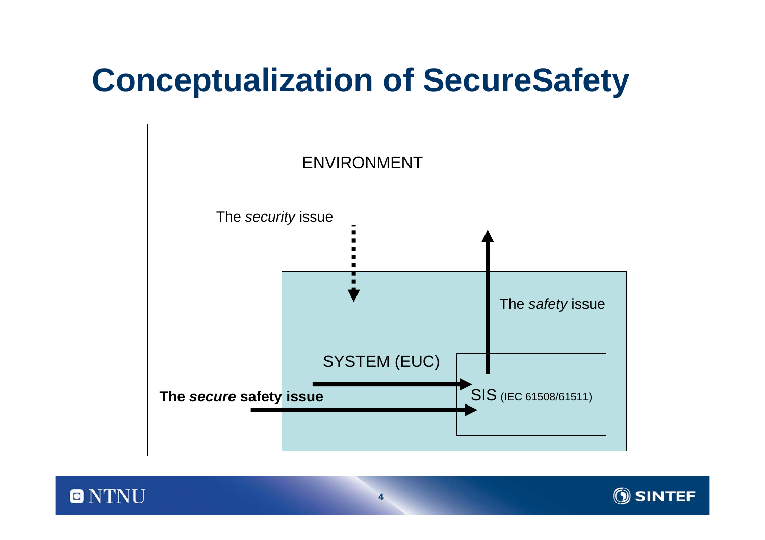# Conceptualization of SecureSafety

ENVIRONMENT

The *security* issue

The *safety* issue

SYSTEM (EUC)

**The *secure* safety issue**

SIS (IEC 61508/61511)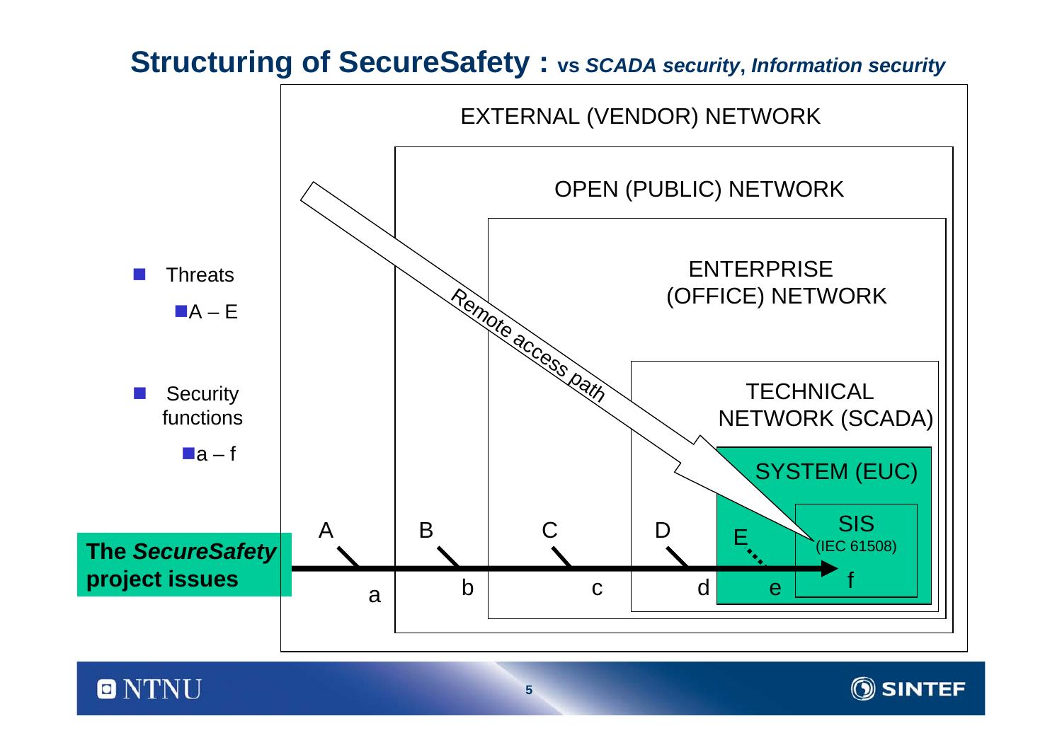# Structuring of SecureSafety : vs *SCADA security*, *Information security*

- Threats
  - A – E
- Security functions
  - a – f

**The *SecureSafety* project issues**

EXTERNAL (VENDOR) NETWORK

OPEN (PUBLIC) NETWORK

ENTERPRISE (OFFICE) NETWORK

TECHNICAL NETWORK (SCADA)

SYSTEM (EUC)

SIS (IEC 61508)

*Remote access path*

A B C D E

a b c d e f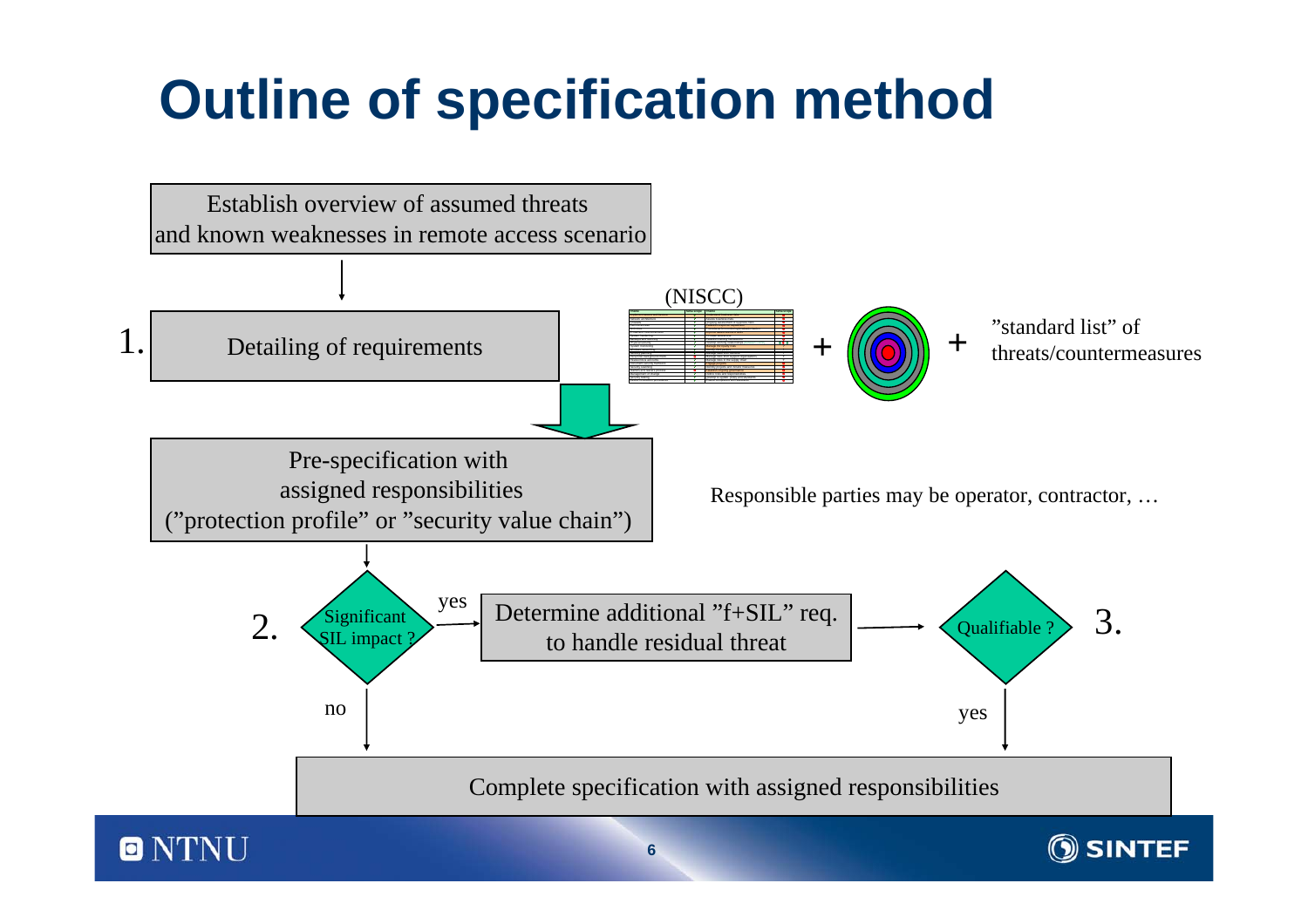# Outline of specification method

Establish overview of assumed threats and known weaknesses in remote access scenario

1. Detailing of requirements

(NISCC) + + "standard list" of threats/countermeasures

Pre-specification with assigned responsibilities ("protection profile" or "security value chain")

Responsible parties may be operator, contractor, …

2. Significant SIL impact?

yes → Determine additional "f+SIL" req. to handle residual threat → Qualifiable? 3.

no

yes

Complete specification with assigned responsibilities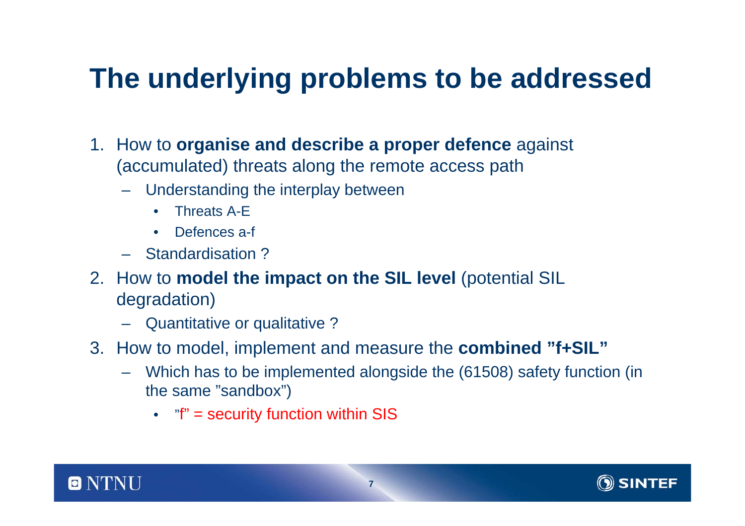# The underlying problems to be addressed

1. How to **organise and describe a proper defence** against (accumulated) threats along the remote access path
   - Understanding the interplay between
     - Threats A-E
     - Defences a-f
   - Standardisation ?
2. How to **model the impact on the SIL level** (potential SIL degradation)
   - Quantitative or qualitative ?
3. How to model, implement and measure the **combined ”f+SIL”**
   - Which has to be implemented alongside the (61508) safety function (in the same ”sandbox”)
     - ”f” = security function within SIS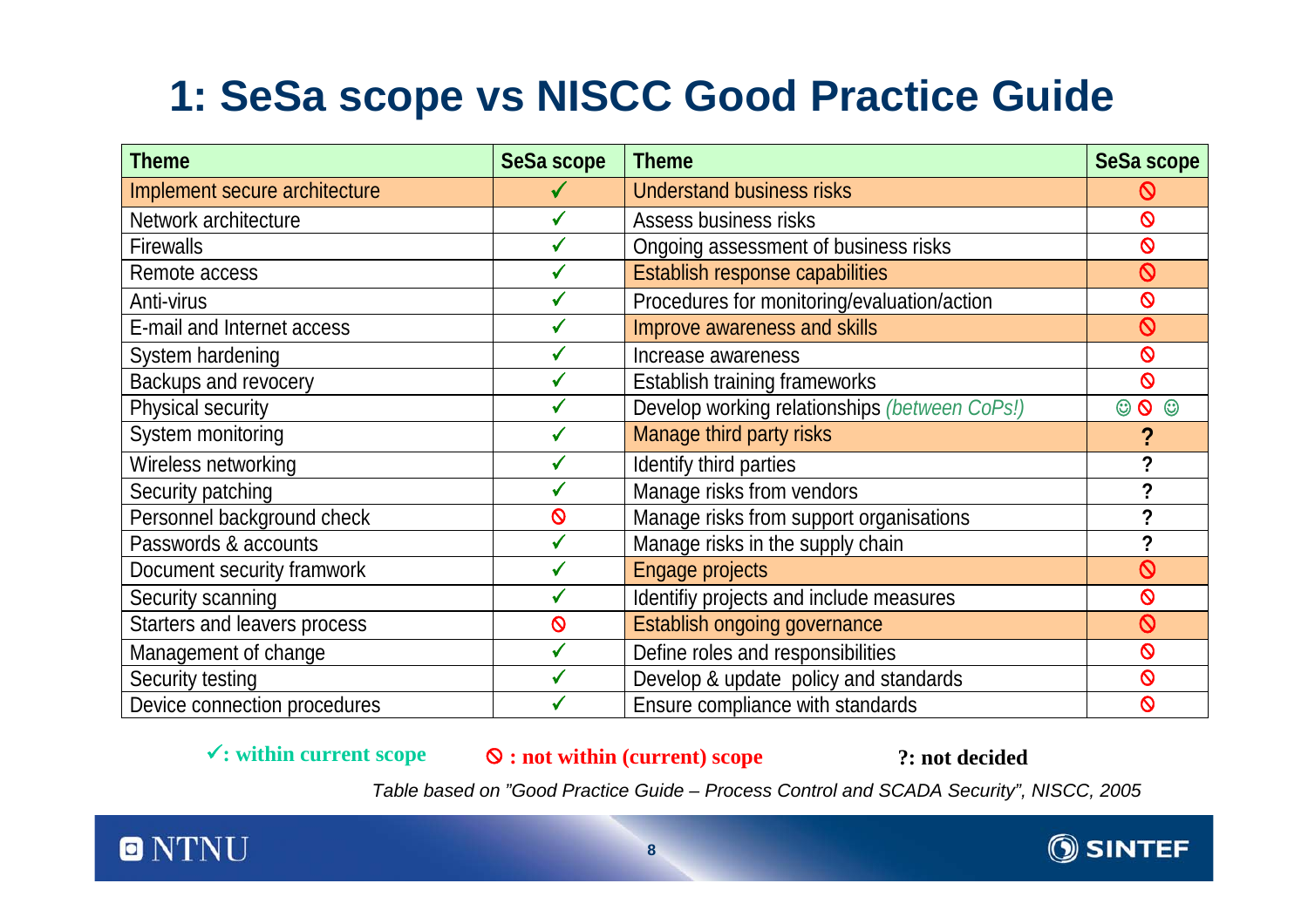# 1: SeSa scope vs NISCC Good Practice Guide

| Theme | SeSa scope | Theme | SeSa scope |
|---|---|---|---|
| Implement secure architecture | ✓ | Understand business risks | ⦸ |
| Network architecture | ✓ | Assess business risks | ⦸ |
| Firewalls | ✓ | Ongoing assessment of business risks | ⦸ |
| Remote access | ✓ | Establish response capabilities | ⦸ |
| Anti-virus | ✓ | Procedures for monitoring/evaluation/action | ⦸ |
| E-mail and Internet access | ✓ | Improve awareness and skills | ⦸ |
| System hardening | ✓ | Increase awareness | ⦸ |
| Backups and revocery | ✓ | Establish training frameworks | ⦸ |
| Physical security | ✓ | Develop working relationships *(between CoPs!)* | ☺ ⦸ ☺ |
| System monitoring | ✓ | Manage third party risks | ? |
| Wireless networking | ✓ | Identify third parties | ? |
| Security patching | ✓ | Manage risks from vendors | ? |
| Personnel background check | ⦸ | Manage risks from support organisations | ? |
| Passwords & accounts | ✓ | Manage risks in the supply chain | ? |
| Document security framwork | ✓ | Engage projects | ⦸ |
| Security scanning | ✓ | Identifiy projects and include measures | ⦸ |
| Starters and leavers process | ⦸ | Establish ongoing governance | ⦸ |
| Management of change | ✓ | Define roles and responsibilities | ⦸ |
| Security testing | ✓ | Develop & update policy and standards | ⦸ |
| Device connection procedures | ✓ | Ensure compliance with standards | ⦸ |

**✓: within current scope** **⦸ : not within (current) scope** **?: not decided**

*Table based on "Good Practice Guide – Process Control and SCADA Security", NISCC, 2005*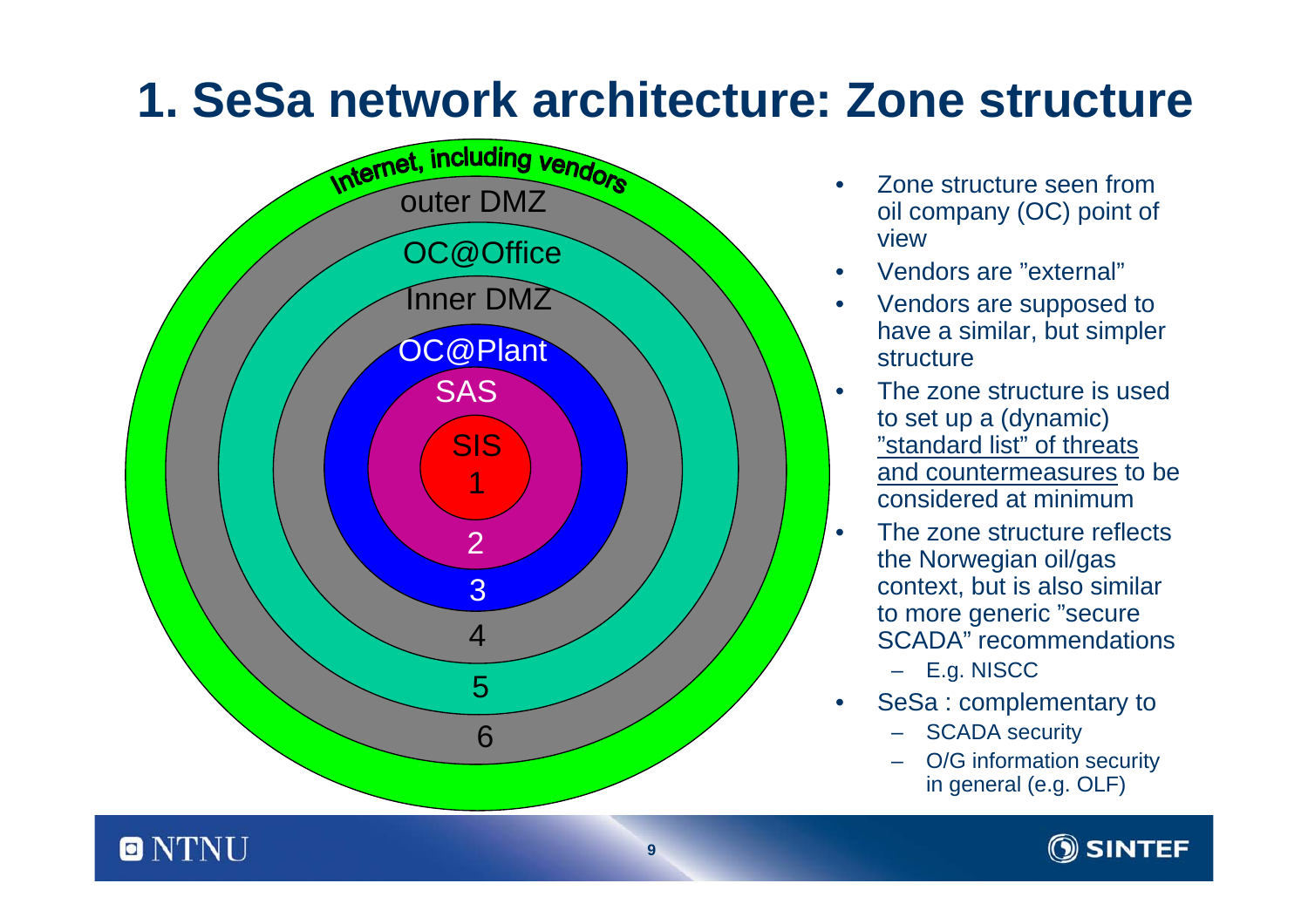# 1. SeSa network architecture: Zone structure

Internet, including vendors

outer DMZ

OC@Office

Inner DMZ

OC@Plant

SAS

SIS

1

2

3

4

5

6

- Zone structure seen from oil company (OC) point of view
- Vendors are "external"
- Vendors are supposed to have a similar, but simpler structure
- The zone structure is used to set up a (dynamic) "standard list" of threats and countermeasures to be considered at minimum
- The zone structure reflects the Norwegian oil/gas context, but is also similar to more generic "secure SCADA" recommendations
  - E.g. NISCC
- SeSa : complementary to
  - SCADA security
  - O/G information security in general (e.g. OLF)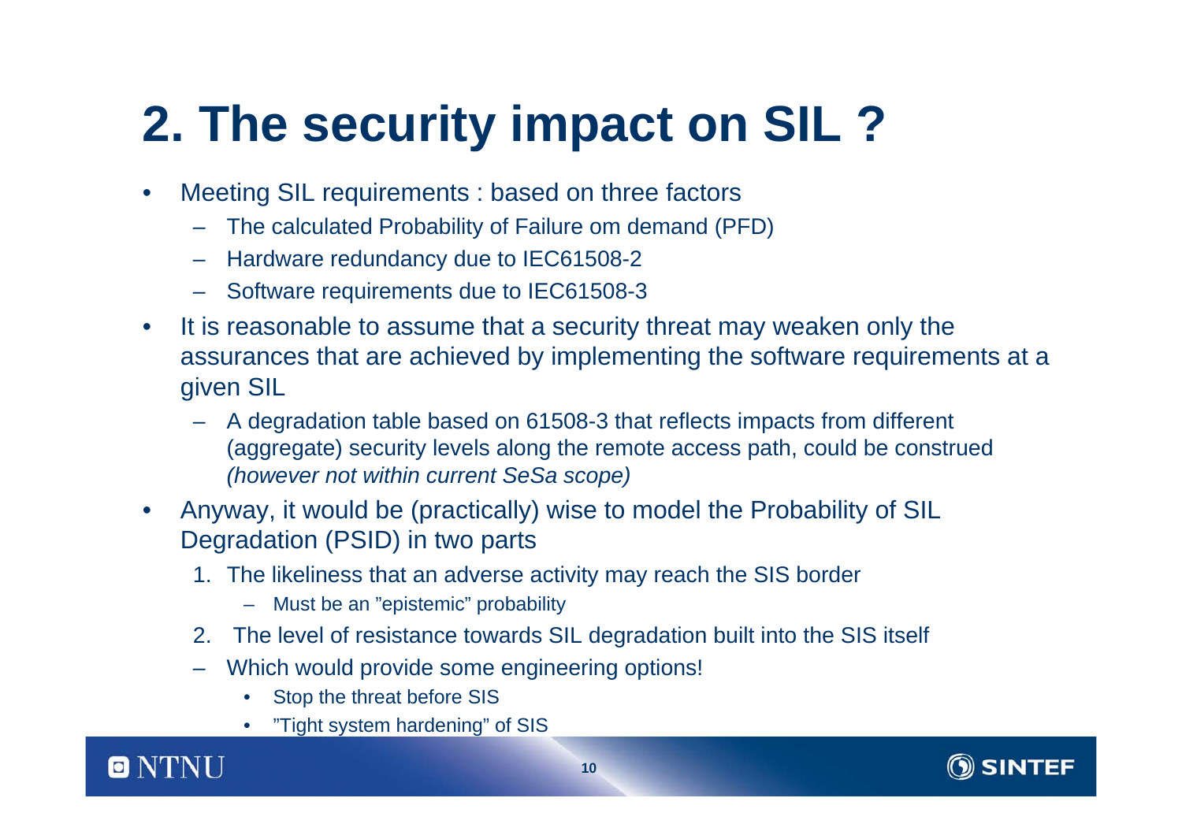# 2. The security impact on SIL ?

- Meeting SIL requirements : based on three factors
  - The calculated Probability of Failure om demand (PFD)
  - Hardware redundancy due to IEC61508-2
  - Software requirements due to IEC61508-3
- It is reasonable to assume that a security threat may weaken only the assurances that are achieved by implementing the software requirements at a given SIL
  - A degradation table based on 61508-3 that reflects impacts from different (aggregate) security levels along the remote access path, could be construed *(however not within current SeSa scope)*
- Anyway, it would be (practically) wise to model the Probability of SIL Degradation (PSID) in two parts
  1. The likeliness that an adverse activity may reach the SIS border
     - Must be an "epistemic" probability
  2. The level of resistance towards SIL degradation built into the SIS itself
  - Which would provide some engineering options!
    - Stop the threat before SIS
    - "Tight system hardening" of SIS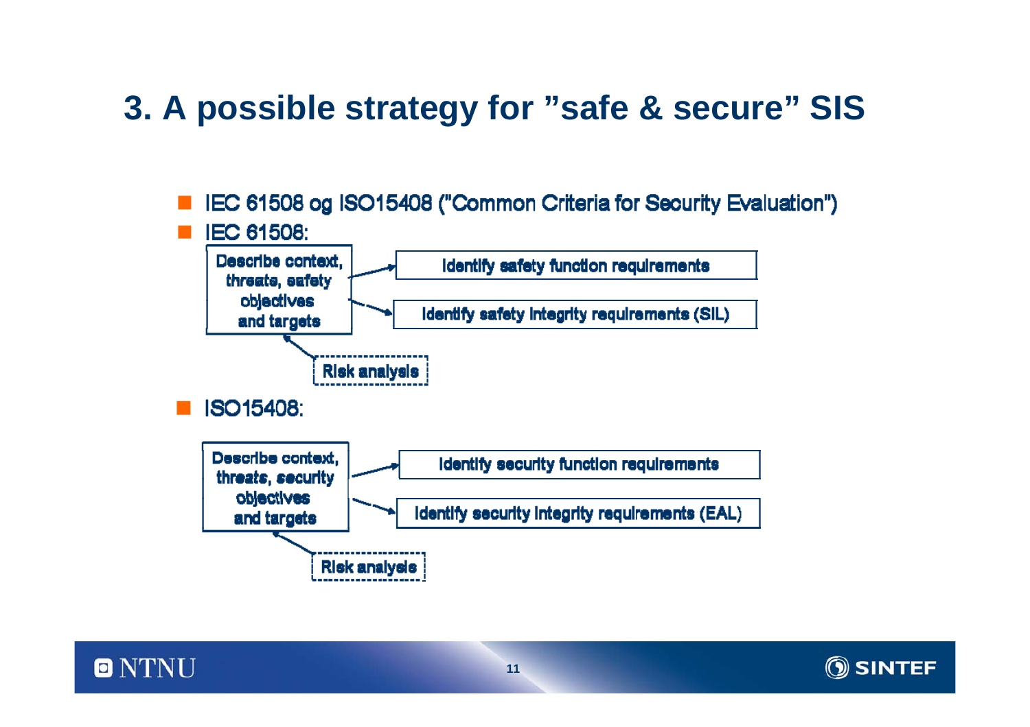# 3. A possible strategy for "safe & secure" SIS

- IEC 61508 og ISO15408 ("Common Criteria for Security Evaluation")
- IEC 61508:

Describe context, threats, safety objectives and targets → Identify safety function requirements

Describe context, threats, safety objectives and targets → Identify safety integrity requirements (SIL)

Risk analysis → Describe context, threats, safety objectives and targets

- ISO15408:

Describe context, threats, security objectives and targets → Identify security function requirements

Describe context, threats, security objectives and targets → Identify security integrity requirements (EAL)

Risk analysis → Describe context, threats, security objectives and targets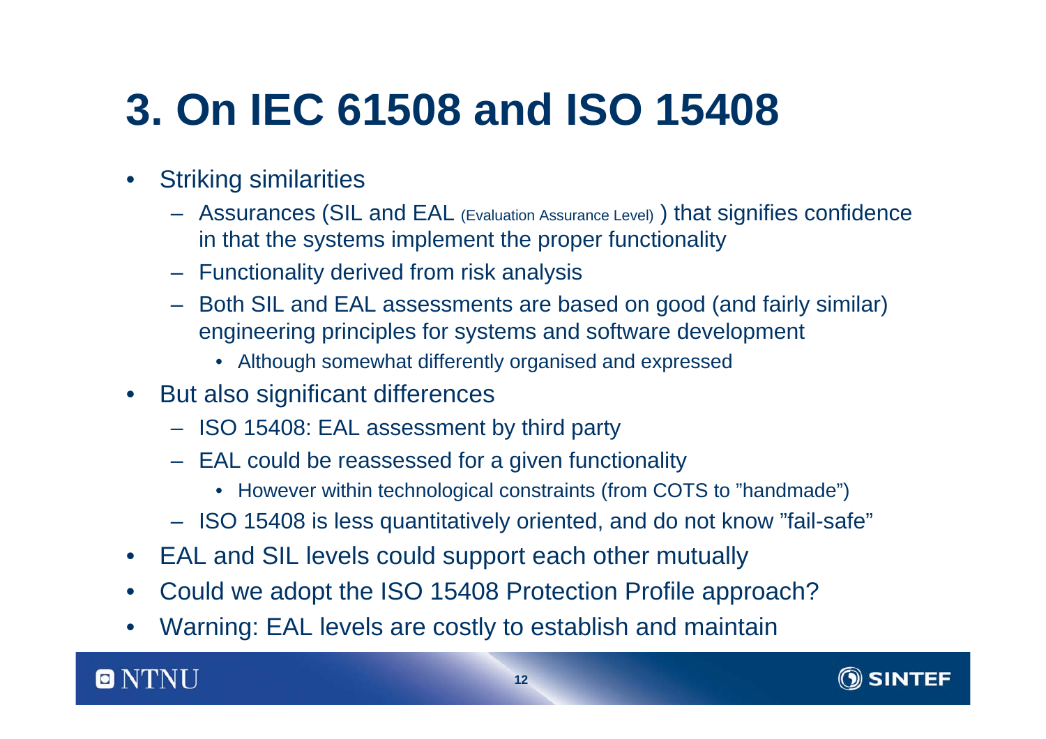# 3. On IEC 61508 and ISO 15408

- Striking similarities
  - Assurances (SIL and EAL (Evaluation Assurance Level) ) that signifies confidence in that the systems implement the proper functionality
  - Functionality derived from risk analysis
  - Both SIL and EAL assessments are based on good (and fairly similar) engineering principles for systems and software development
    - Although somewhat differently organised and expressed
- But also significant differences
  - ISO 15408: EAL assessment by third party
  - EAL could be reassessed for a given functionality
    - However within technological constraints (from COTS to ”handmade”)
  - ISO 15408 is less quantitatively oriented, and do not know ”fail-safe”
- EAL and SIL levels could support each other mutually
- Could we adopt the ISO 15408 Protection Profile approach?
- Warning: EAL levels are costly to establish and maintain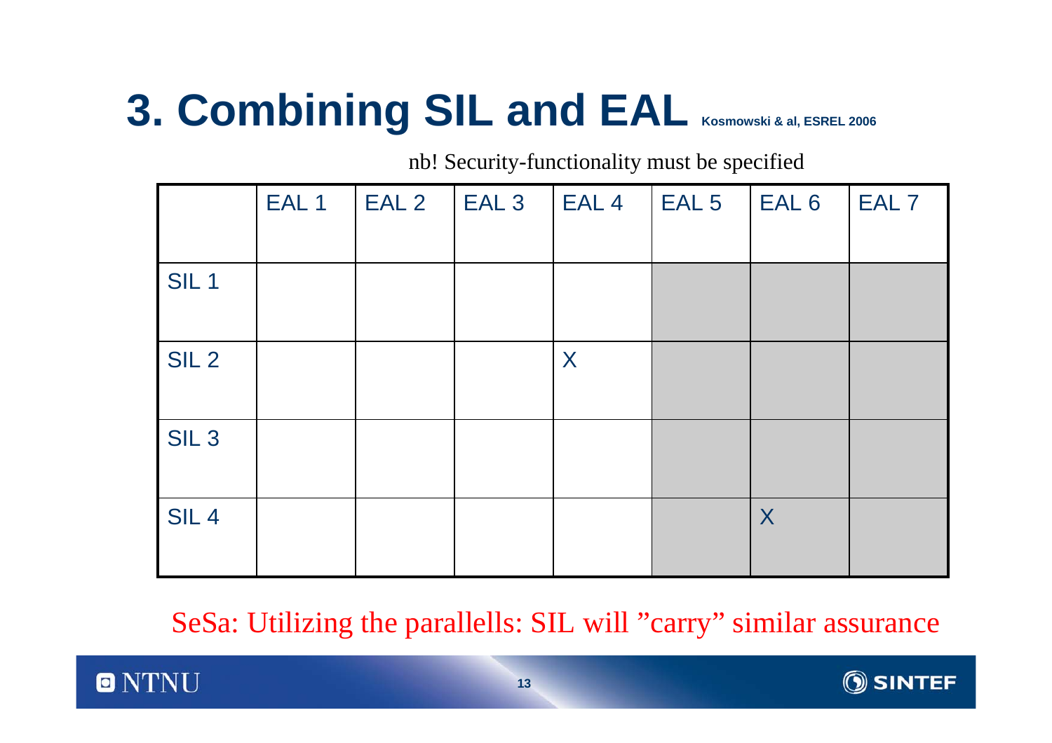# 3. Combining SIL and EAL

Kosmowski & al, ESREL 2006

nb! Security-functionality must be specified

| | EAL 1 | EAL 2 | EAL 3 | EAL 4 | EAL 5 | EAL 6 | EAL 7 |
|---|---|---|---|---|---|---|---|
| SIL 1 | | | | | | | |
| SIL 2 | | | | X | | | |
| SIL 3 | | | | | | | |
| SIL 4 | | | | | | X | |

SeSa: Utilizing the parallells: SIL will ”carry” similar assurance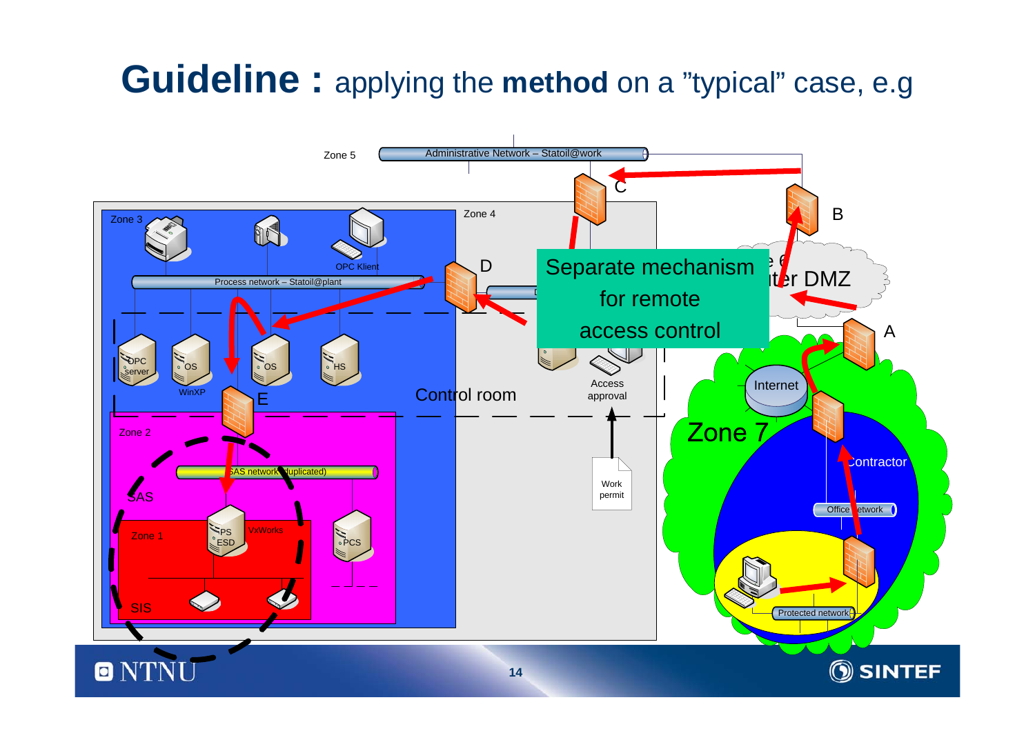# Guideline : applying the method on a "typical" case, e.g

Zone 5

Administrative Network – Statoil@work

C

B

Zone 3

Zone 4

D

OPC Klient

Process network – Statoil@plant

Separate mechanism for remote access control

...ter DMZ

A

OPC server

OS

OS

HS

WinXP

E

Control room

Access approval

Internet

Zone 7

Zone 2

Contractor

SAS network (duplicated)

SAS

Work permit

Office network

Zone 1

PS ESD

VxWorks

PCS

SIS

Protected network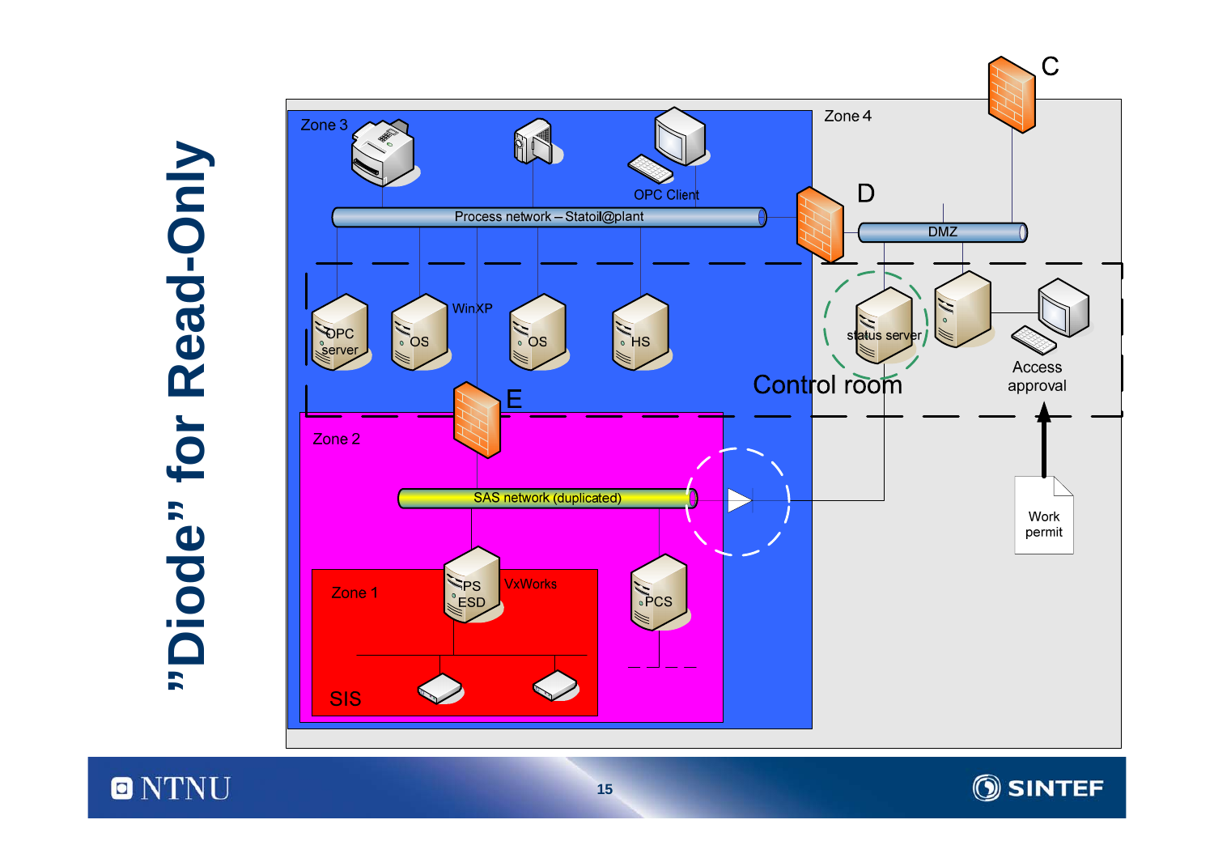# "Diode" for Read-Only

Zone 3

OPC Client

Process network – Statoil@plant

D

C

Zone 4

DMZ

OPC server

OS

WinXP

OS

HS

status server

Access approval

Control room

E

Zone 2

SAS network (duplicated)

Work permit

Zone 1

PS ESD

VxWorks

PCS

SIS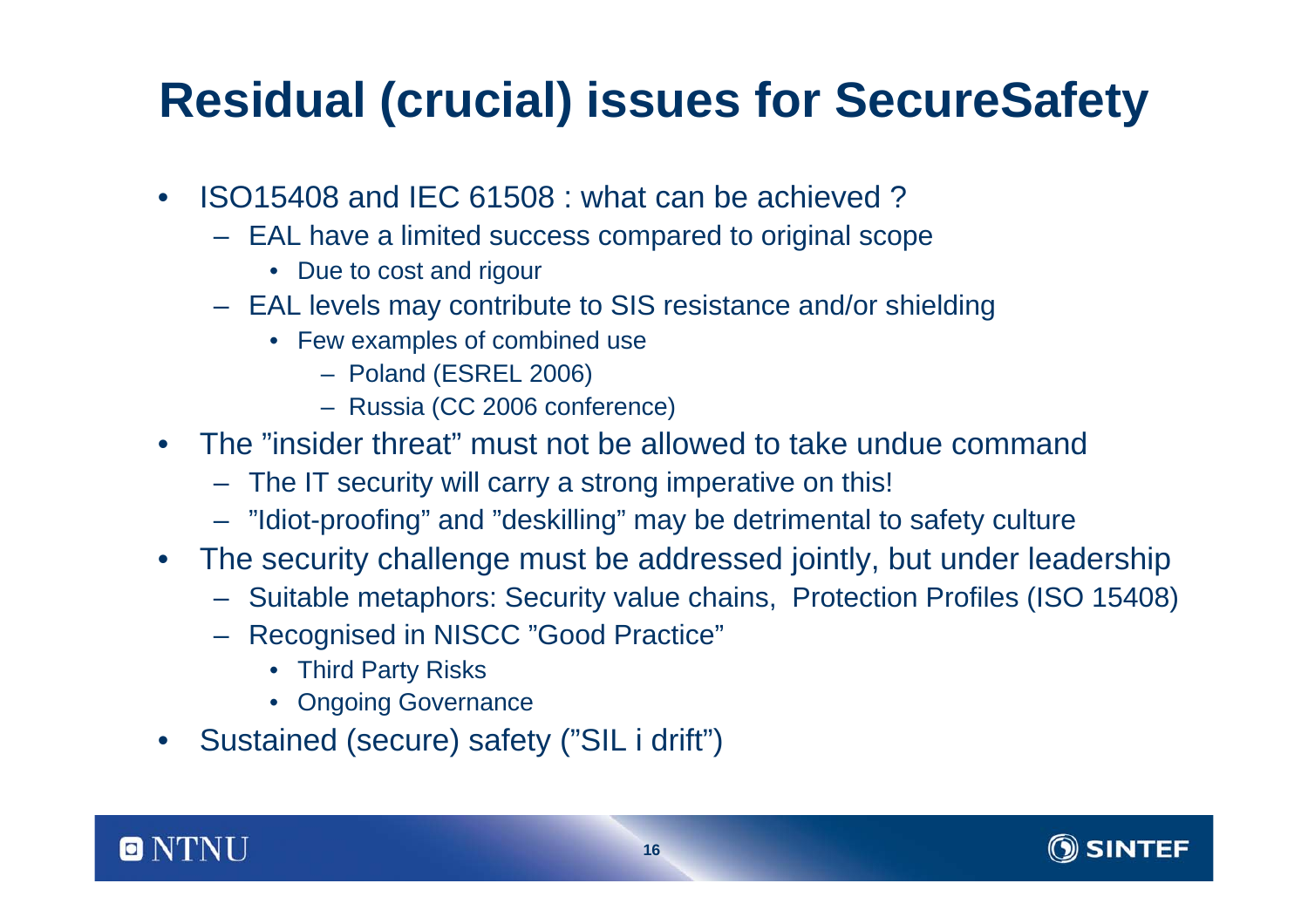# Residual (crucial) issues for SecureSafety

- ISO15408 and IEC 61508 : what can be achieved ?
  - EAL have a limited success compared to original scope
    - Due to cost and rigour
  - EAL levels may contribute to SIS resistance and/or shielding
    - Few examples of combined use
      - Poland (ESREL 2006)
      - Russia (CC 2006 conference)
- The ”insider threat” must not be allowed to take undue command
  - The IT security will carry a strong imperative on this!
  - ”Idiot-proofing” and ”deskilling” may be detrimental to safety culture
- The security challenge must be addressed jointly, but under leadership
  - Suitable metaphors: Security value chains, Protection Profiles (ISO 15408)
  - Recognised in NISCC ”Good Practice”
    - Third Party Risks
    - Ongoing Governance
- Sustained (secure) safety (”SIL i drift”)